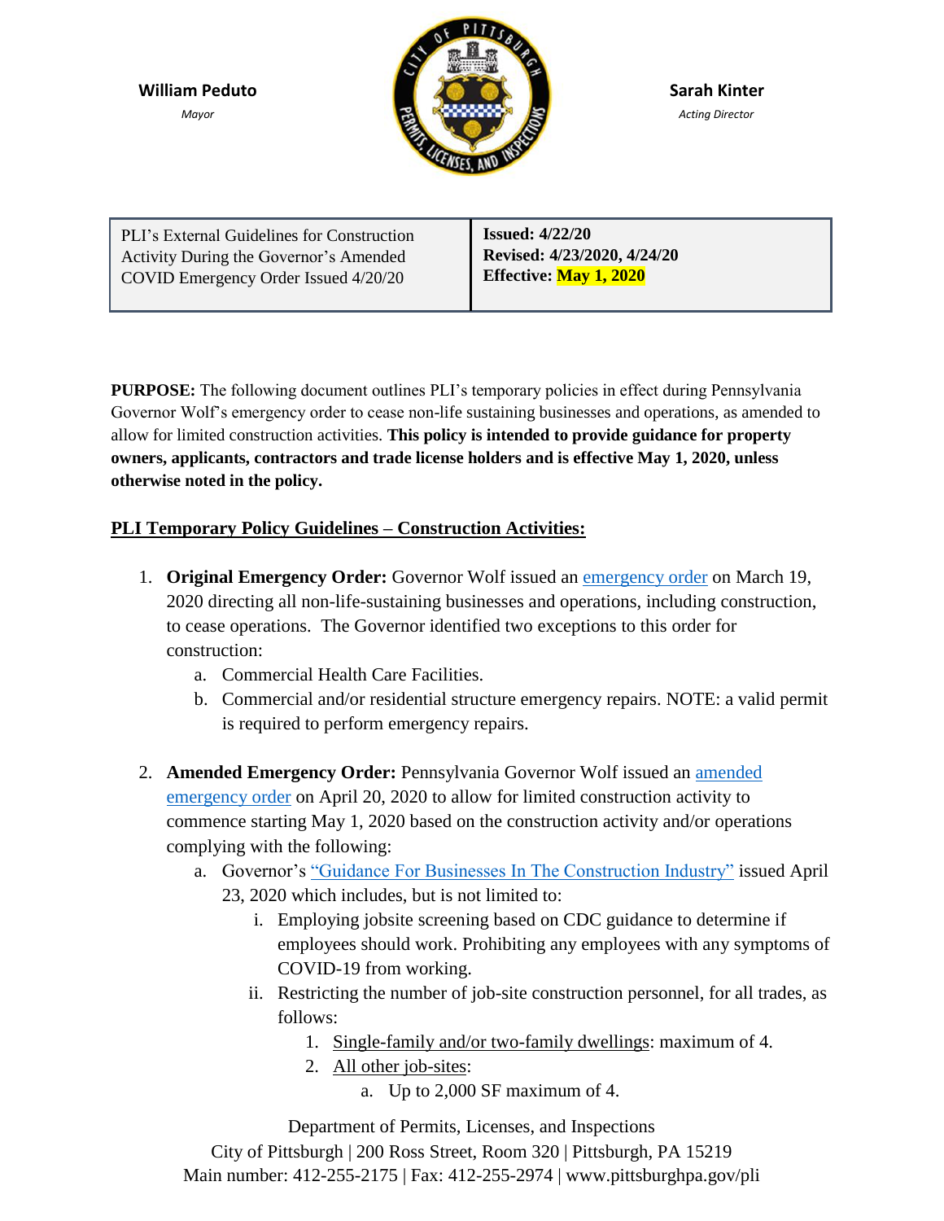**William Peduto**
*Mayor*

**Sarah Kinter**
*Acting Director*

| PLI's External Guidelines for Construction Activity During the Governor's Amended COVID Emergency Order Issued 4/20/20 | **Issued: 4/22/20**<br>**Revised: 4/23/2020, 4/24/20**<br>**Effective: May 1, 2020** |
|---|---|

**PURPOSE:** The following document outlines PLI's temporary policies in effect during Pennsylvania Governor Wolf's emergency order to cease non-life sustaining businesses and operations, as amended to allow for limited construction activities. **This policy is intended to provide guidance for property owners, applicants, contractors and trade license holders and is effective May 1, 2020, unless otherwise noted in the policy.**

## PLI Temporary Policy Guidelines – Construction Activities:

1. **Original Emergency Order:** Governor Wolf issued an emergency order on March 19, 2020 directing all non-life-sustaining businesses and operations, including construction, to cease operations. The Governor identified two exceptions to this order for construction:
   a. Commercial Health Care Facilities.
   b. Commercial and/or residential structure emergency repairs. NOTE: a valid permit is required to perform emergency repairs.

2. **Amended Emergency Order:** Pennsylvania Governor Wolf issued an amended emergency order on April 20, 2020 to allow for limited construction activity to commence starting May 1, 2020 based on the construction activity and/or operations complying with the following:
   a. Governor's "Guidance For Businesses In The Construction Industry" issued April 23, 2020 which includes, but is not limited to:
      i. Employing jobsite screening based on CDC guidance to determine if employees should work. Prohibiting any employees with any symptoms of COVID-19 from working.
      ii. Restricting the number of job-site construction personnel, for all trades, as follows:
         1. Single-family and/or two-family dwellings: maximum of 4.
         2. All other job-sites:
            a. Up to 2,000 SF maximum of 4.

Department of Permits, Licenses, and Inspections
City of Pittsburgh | 200 Ross Street, Room 320 | Pittsburgh, PA 15219
Main number: 412-255-2175 | Fax: 412-255-2974 | www.pittsburghpa.gov/pli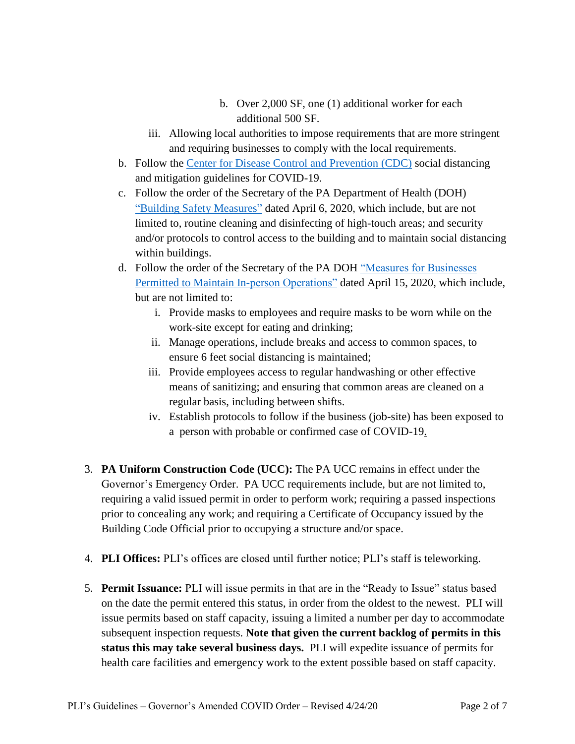b. Over 2,000 SF, one (1) additional worker for each additional 500 SF.

iii. Allowing local authorities to impose requirements that are more stringent and requiring businesses to comply with the local requirements.

b. Follow the [Center for Disease Control and Prevention (CDC)] social distancing and mitigation guidelines for COVID-19.

c. Follow the order of the Secretary of the PA Department of Health (DOH) ["Building Safety Measures"] dated April 6, 2020, which include, but are not limited to, routine cleaning and disinfecting of high-touch areas; and security and/or protocols to control access to the building and to maintain social distancing within buildings.

d. Follow the order of the Secretary of the PA DOH ["Measures for Businesses Permitted to Maintain In-person Operations"] dated April 15, 2020, which include, but are not limited to:

   i. Provide masks to employees and require masks to be worn while on the work-site except for eating and drinking;

   ii. Manage operations, include breaks and access to common spaces, to ensure 6 feet social distancing is maintained;

   iii. Provide employees access to regular handwashing or other effective means of sanitizing; and ensuring that common areas are cleaned on a regular basis, including between shifts.

   iv. Establish protocols to follow if the business (job-site) has been exposed to a person with probable or confirmed case of COVID-19.

3. **PA Uniform Construction Code (UCC):** The PA UCC remains in effect under the Governor's Emergency Order. PA UCC requirements include, but are not limited to, requiring a valid issued permit in order to perform work; requiring a passed inspections prior to concealing any work; and requiring a Certificate of Occupancy issued by the Building Code Official prior to occupying a structure and/or space.

4. **PLI Offices:** PLI's offices are closed until further notice; PLI's staff is teleworking.

5. **Permit Issuance:** PLI will issue permits in that are in the "Ready to Issue" status based on the date the permit entered this status, in order from the oldest to the newest. PLI will issue permits based on staff capacity, issuing a limited a number per day to accommodate subsequent inspection requests. **Note that given the current backlog of permits in this status this may take several business days.** PLI will expedite issuance of permits for health care facilities and emergency work to the extent possible based on staff capacity.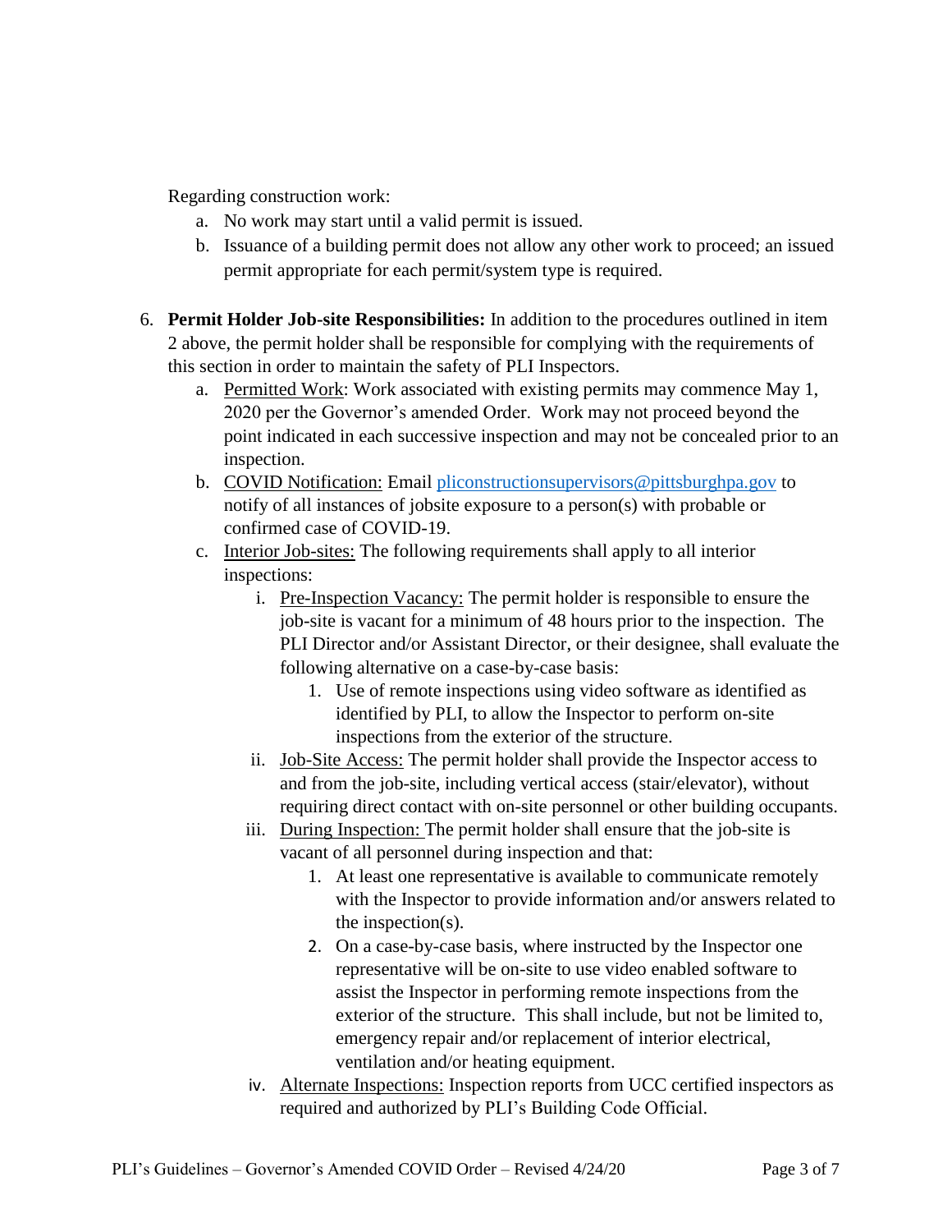Regarding construction work:

a. No work may start until a valid permit is issued.
b. Issuance of a building permit does not allow any other work to proceed; an issued permit appropriate for each permit/system type is required.

6. **Permit Holder Job-site Responsibilities:** In addition to the procedures outlined in item 2 above, the permit holder shall be responsible for complying with the requirements of this section in order to maintain the safety of PLI Inspectors.
   a. Permitted Work: Work associated with existing permits may commence May 1, 2020 per the Governor's amended Order. Work may not proceed beyond the point indicated in each successive inspection and may not be concealed prior to an inspection.
   b. COVID Notification: Email pliconstructionsupervisors@pittsburghpa.gov to notify of all instances of jobsite exposure to a person(s) with probable or confirmed case of COVID-19.
   c. Interior Job-sites: The following requirements shall apply to all interior inspections:
      i. Pre-Inspection Vacancy: The permit holder is responsible to ensure the job-site is vacant for a minimum of 48 hours prior to the inspection. The PLI Director and/or Assistant Director, or their designee, shall evaluate the following alternative on a case-by-case basis:
         1. Use of remote inspections using video software as identified as identified by PLI, to allow the Inspector to perform on-site inspections from the exterior of the structure.
      ii. Job-Site Access: The permit holder shall provide the Inspector access to and from the job-site, including vertical access (stair/elevator), without requiring direct contact with on-site personnel or other building occupants.
      iii. During Inspection: The permit holder shall ensure that the job-site is vacant of all personnel during inspection and that:
         1. At least one representative is available to communicate remotely with the Inspector to provide information and/or answers related to the inspection(s).
         2. On a case-by-case basis, where instructed by the Inspector one representative will be on-site to use video enabled software to assist the Inspector in performing remote inspections from the exterior of the structure. This shall include, but not be limited to, emergency repair and/or replacement of interior electrical, ventilation and/or heating equipment.
      iv. Alternate Inspections: Inspection reports from UCC certified inspectors as required and authorized by PLI's Building Code Official.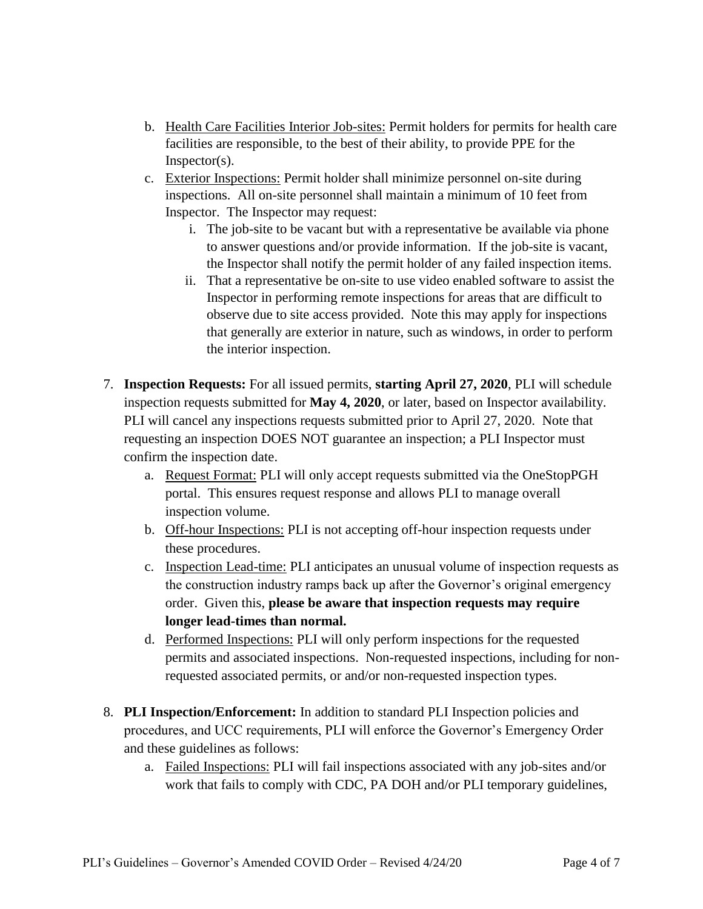b. Health Care Facilities Interior Job-sites: Permit holders for permits for health care facilities are responsible, to the best of their ability, to provide PPE for the Inspector(s).
   c. Exterior Inspections: Permit holder shall minimize personnel on-site during inspections. All on-site personnel shall maintain a minimum of 10 feet from Inspector. The Inspector may request:
      i. The job-site to be vacant but with a representative be available via phone to answer questions and/or provide information. If the job-site is vacant, the Inspector shall notify the permit holder of any failed inspection items.
      ii. That a representative be on-site to use video enabled software to assist the Inspector in performing remote inspections for areas that are difficult to observe due to site access provided. Note this may apply for inspections that generally are exterior in nature, such as windows, in order to perform the interior inspection.

7. **Inspection Requests:** For all issued permits, **starting April 27, 2020**, PLI will schedule inspection requests submitted for **May 4, 2020**, or later, based on Inspector availability. PLI will cancel any inspections requests submitted prior to April 27, 2020. Note that requesting an inspection DOES NOT guarantee an inspection; a PLI Inspector must confirm the inspection date.
   a. Request Format: PLI will only accept requests submitted via the OneStopPGH portal. This ensures request response and allows PLI to manage overall inspection volume.
   b. Off-hour Inspections: PLI is not accepting off-hour inspection requests under these procedures.
   c. Inspection Lead-time: PLI anticipates an unusual volume of inspection requests as the construction industry ramps back up after the Governor's original emergency order. Given this, **please be aware that inspection requests may require longer lead-times than normal.**
   d. Performed Inspections: PLI will only perform inspections for the requested permits and associated inspections. Non-requested inspections, including for non-requested associated permits, or and/or non-requested inspection types.

8. **PLI Inspection/Enforcement:** In addition to standard PLI Inspection policies and procedures, and UCC requirements, PLI will enforce the Governor's Emergency Order and these guidelines as follows:
   a. Failed Inspections: PLI will fail inspections associated with any job-sites and/or work that fails to comply with CDC, PA DOH and/or PLI temporary guidelines,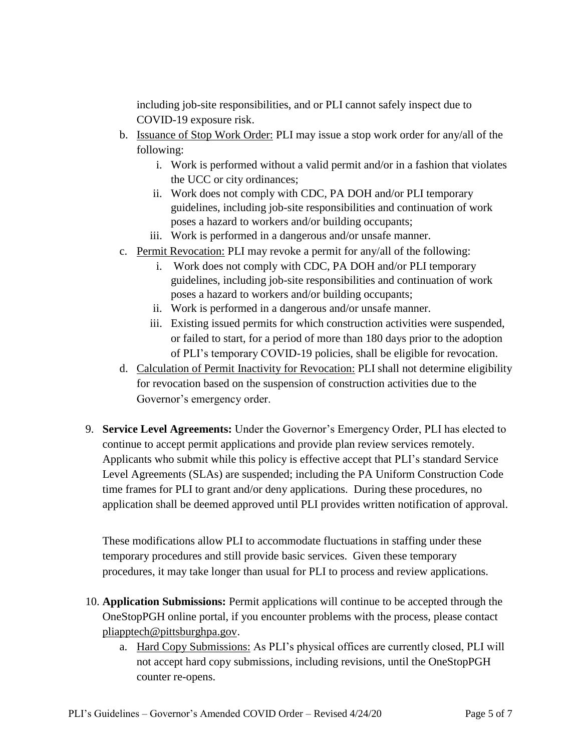including job-site responsibilities, and or PLI cannot safely inspect due to COVID-19 exposure risk.

   b. Issuance of Stop Work Order: PLI may issue a stop work order for any/all of the following:
      i. Work is performed without a valid permit and/or in a fashion that violates the UCC or city ordinances;
      ii. Work does not comply with CDC, PA DOH and/or PLI temporary guidelines, including job-site responsibilities and continuation of work poses a hazard to workers and/or building occupants;
      iii. Work is performed in a dangerous and/or unsafe manner.
   c. Permit Revocation: PLI may revoke a permit for any/all of the following:
      i. Work does not comply with CDC, PA DOH and/or PLI temporary guidelines, including job-site responsibilities and continuation of work poses a hazard to workers and/or building occupants;
      ii. Work is performed in a dangerous and/or unsafe manner.
      iii. Existing issued permits for which construction activities were suspended, or failed to start, for a period of more than 180 days prior to the adoption of PLI's temporary COVID-19 policies, shall be eligible for revocation.
   d. Calculation of Permit Inactivity for Revocation: PLI shall not determine eligibility for revocation based on the suspension of construction activities due to the Governor's emergency order.

9. **Service Level Agreements:** Under the Governor's Emergency Order, PLI has elected to continue to accept permit applications and provide plan review services remotely. Applicants who submit while this policy is effective accept that PLI's standard Service Level Agreements (SLAs) are suspended; including the PA Uniform Construction Code time frames for PLI to grant and/or deny applications. During these procedures, no application shall be deemed approved until PLI provides written notification of approval.

   These modifications allow PLI to accommodate fluctuations in staffing under these temporary procedures and still provide basic services. Given these temporary procedures, it may take longer than usual for PLI to process and review applications.

10. **Application Submissions:** Permit applications will continue to be accepted through the OneStopPGH online portal, if you encounter problems with the process, please contact pliapptech@pittsburghpa.gov.
    a. Hard Copy Submissions: As PLI's physical offices are currently closed, PLI will not accept hard copy submissions, including revisions, until the OneStopPGH counter re-opens.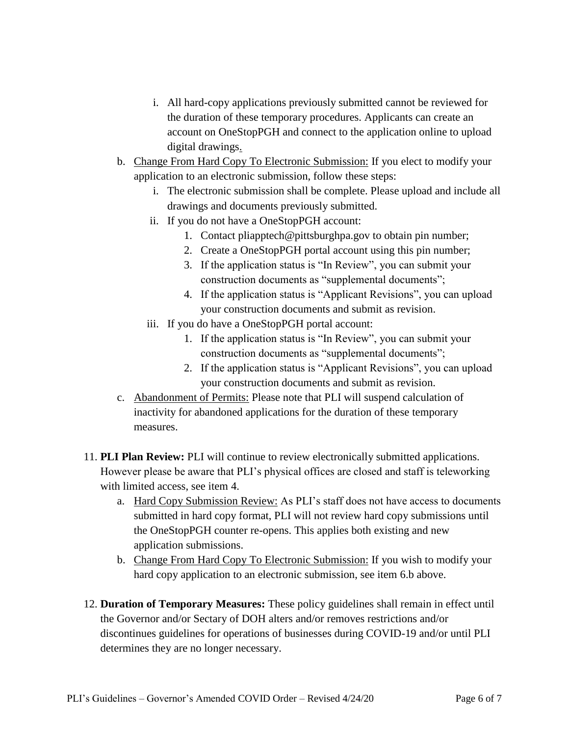i. All hard-copy applications previously submitted cannot be reviewed for the duration of these temporary procedures. Applicants can create an account on OneStopPGH and connect to the application online to upload digital drawings.

b. Change From Hard Copy To Electronic Submission: If you elect to modify your application to an electronic submission, follow these steps:

   i. The electronic submission shall be complete. Please upload and include all drawings and documents previously submitted.

   ii. If you do not have a OneStopPGH account:

      1. Contact pliapptech@pittsburghpa.gov to obtain pin number;
      2. Create a OneStopPGH portal account using this pin number;
      3. If the application status is "In Review", you can submit your construction documents as "supplemental documents";
      4. If the application status is "Applicant Revisions", you can upload your construction documents and submit as revision.

   iii. If you do have a OneStopPGH portal account:

      1. If the application status is "In Review", you can submit your construction documents as "supplemental documents";
      2. If the application status is "Applicant Revisions", you can upload your construction documents and submit as revision.

c. Abandonment of Permits: Please note that PLI will suspend calculation of inactivity for abandoned applications for the duration of these temporary measures.

11. **PLI Plan Review:** PLI will continue to review electronically submitted applications. However please be aware that PLI's physical offices are closed and staff is teleworking with limited access, see item 4.

    a. Hard Copy Submission Review: As PLI's staff does not have access to documents submitted in hard copy format, PLI will not review hard copy submissions until the OneStopPGH counter re-opens. This applies both existing and new application submissions.

    b. Change From Hard Copy To Electronic Submission: If you wish to modify your hard copy application to an electronic submission, see item 6.b above.

12. **Duration of Temporary Measures:** These policy guidelines shall remain in effect until the Governor and/or Sectary of DOH alters and/or removes restrictions and/or discontinues guidelines for operations of businesses during COVID-19 and/or until PLI determines they are no longer necessary.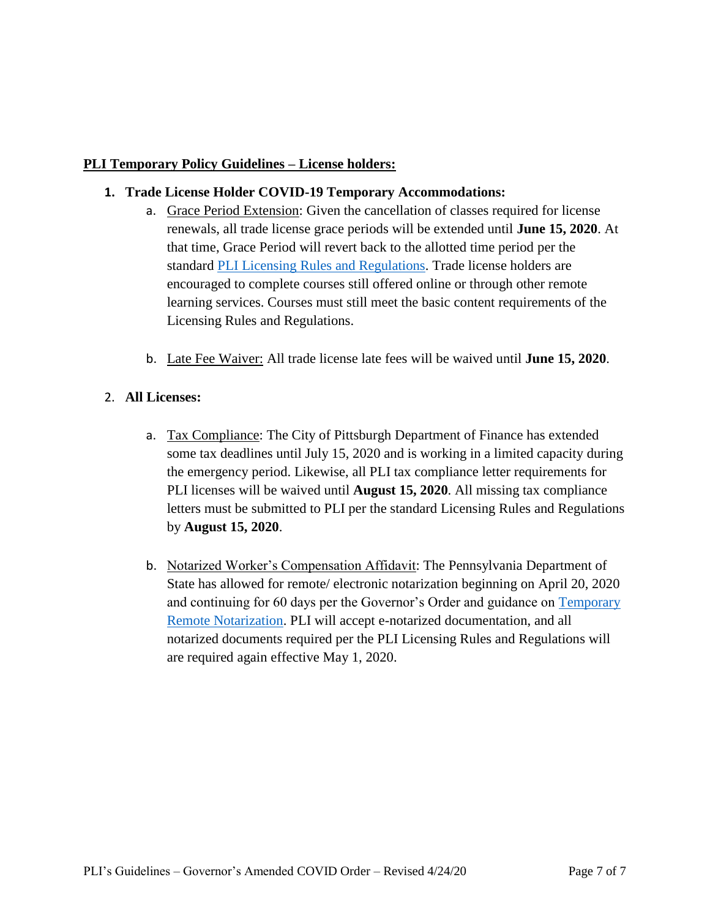**PLI Temporary Policy Guidelines – License holders:**

1. **Trade License Holder COVID-19 Temporary Accommodations:**
   a. Grace Period Extension: Given the cancellation of classes required for license renewals, all trade license grace periods will be extended until **June 15, 2020**. At that time, Grace Period will revert back to the allotted time period per the standard PLI Licensing Rules and Regulations. Trade license holders are encouraged to complete courses still offered online or through other remote learning services. Courses must still meet the basic content requirements of the Licensing Rules and Regulations.

   b. Late Fee Waiver: All trade license late fees will be waived until **June 15, 2020**.

2. **All Licenses:**

   a. Tax Compliance: The City of Pittsburgh Department of Finance has extended some tax deadlines until July 15, 2020 and is working in a limited capacity during the emergency period. Likewise, all PLI tax compliance letter requirements for PLI licenses will be waived until **August 15, 2020**. All missing tax compliance letters must be submitted to PLI per the standard Licensing Rules and Regulations by **August 15, 2020**.

   b. Notarized Worker's Compensation Affidavit: The Pennsylvania Department of State has allowed for remote/ electronic notarization beginning on April 20, 2020 and continuing for 60 days per the Governor's Order and guidance on Temporary Remote Notarization. PLI will accept e-notarized documentation, and all notarized documents required per the PLI Licensing Rules and Regulations will are required again effective May 1, 2020.